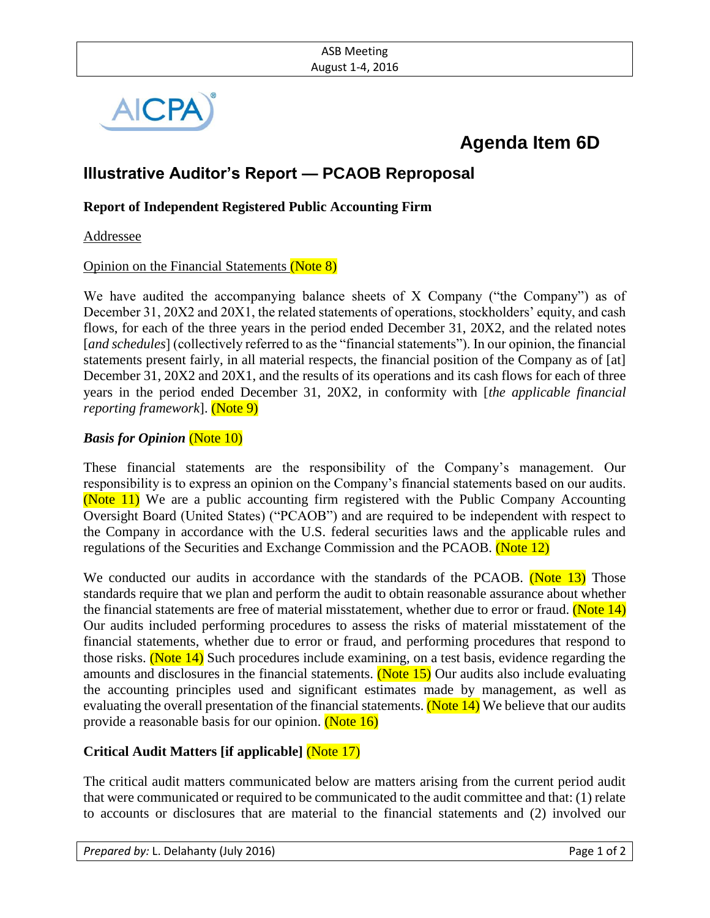# Agenda Item 6D

## Illustrative Auditor's Report — PCAOB Reproposal

**Report of Independent Registered Public Accounting Firm**

Addressee

Opinion on the Financial Statements (Note 8)

We have audited the accompanying balance sheets of X Company ("the Company") as of December 31, 20X2 and 20X1, the related statements of operations, stockholders' equity, and cash flows, for each of the three years in the period ended December 31, 20X2, and the related notes [*and schedules*] (collectively referred to as the "financial statements"). In our opinion, the financial statements present fairly, in all material respects, the financial position of the Company as of [at] December 31, 20X2 and 20X1, and the results of its operations and its cash flows for each of three years in the period ended December 31, 20X2, in conformity with [*the applicable financial reporting framework*]. (Note 9)

***Basis for Opinion*** (Note 10)

These financial statements are the responsibility of the Company's management. Our responsibility is to express an opinion on the Company's financial statements based on our audits. (Note 11) We are a public accounting firm registered with the Public Company Accounting Oversight Board (United States) ("PCAOB") and are required to be independent with respect to the Company in accordance with the U.S. federal securities laws and the applicable rules and regulations of the Securities and Exchange Commission and the PCAOB. (Note 12)

We conducted our audits in accordance with the standards of the PCAOB. (Note 13) Those standards require that we plan and perform the audit to obtain reasonable assurance about whether the financial statements are free of material misstatement, whether due to error or fraud. (Note 14) Our audits included performing procedures to assess the risks of material misstatement of the financial statements, whether due to error or fraud, and performing procedures that respond to those risks. (Note 14) Such procedures include examining, on a test basis, evidence regarding the amounts and disclosures in the financial statements. (Note 15) Our audits also include evaluating the accounting principles used and significant estimates made by management, as well as evaluating the overall presentation of the financial statements. (Note 14) We believe that our audits provide a reasonable basis for our opinion. (Note 16)

**Critical Audit Matters [if applicable]** (Note 17)

The critical audit matters communicated below are matters arising from the current period audit that were communicated or required to be communicated to the audit committee and that: (1) relate to accounts or disclosures that are material to the financial statements and (2) involved our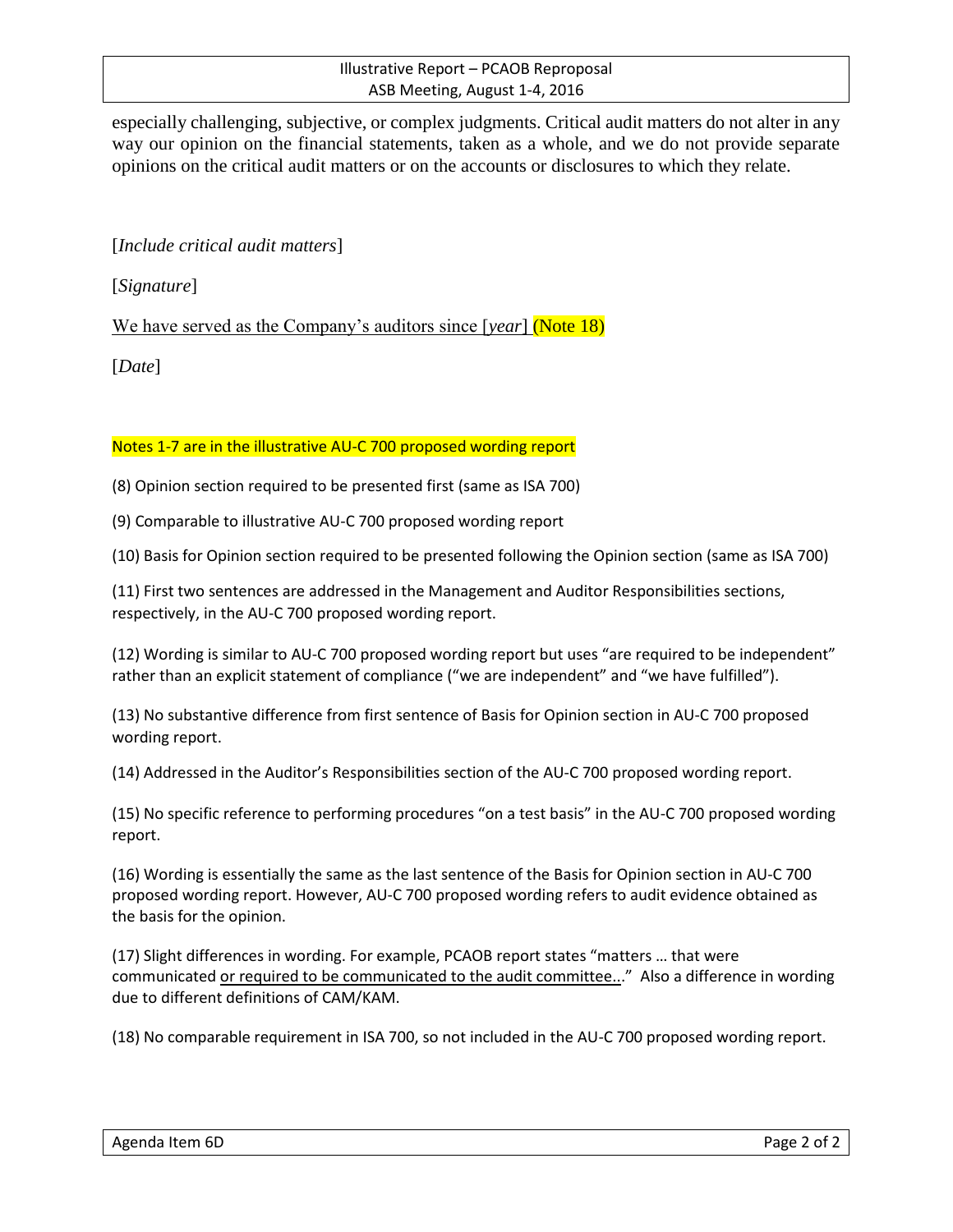especially challenging, subjective, or complex judgments. Critical audit matters do not alter in any way our opinion on the financial statements, taken as a whole, and we do not provide separate opinions on the critical audit matters or on the accounts or disclosures to which they relate.

[*Include critical audit matters*]

[*Signature*]

We have served as the Company's auditors since [*year*] (Note 18)

[*Date*]

Notes 1-7 are in the illustrative AU-C 700 proposed wording report

(8) Opinion section required to be presented first (same as ISA 700)

(9) Comparable to illustrative AU-C 700 proposed wording report

(10) Basis for Opinion section required to be presented following the Opinion section (same as ISA 700)

(11) First two sentences are addressed in the Management and Auditor Responsibilities sections, respectively, in the AU-C 700 proposed wording report.

(12) Wording is similar to AU-C 700 proposed wording report but uses "are required to be independent" rather than an explicit statement of compliance ("we are independent" and "we have fulfilled").

(13) No substantive difference from first sentence of Basis for Opinion section in AU-C 700 proposed wording report.

(14) Addressed in the Auditor's Responsibilities section of the AU-C 700 proposed wording report.

(15) No specific reference to performing procedures "on a test basis" in the AU-C 700 proposed wording report.

(16) Wording is essentially the same as the last sentence of the Basis for Opinion section in AU-C 700 proposed wording report. However, AU-C 700 proposed wording refers to audit evidence obtained as the basis for the opinion.

(17) Slight differences in wording. For example, PCAOB report states "matters … that were communicated or required to be communicated to the audit committee…" Also a difference in wording due to different definitions of CAM/KAM.

(18) No comparable requirement in ISA 700, so not included in the AU-C 700 proposed wording report.